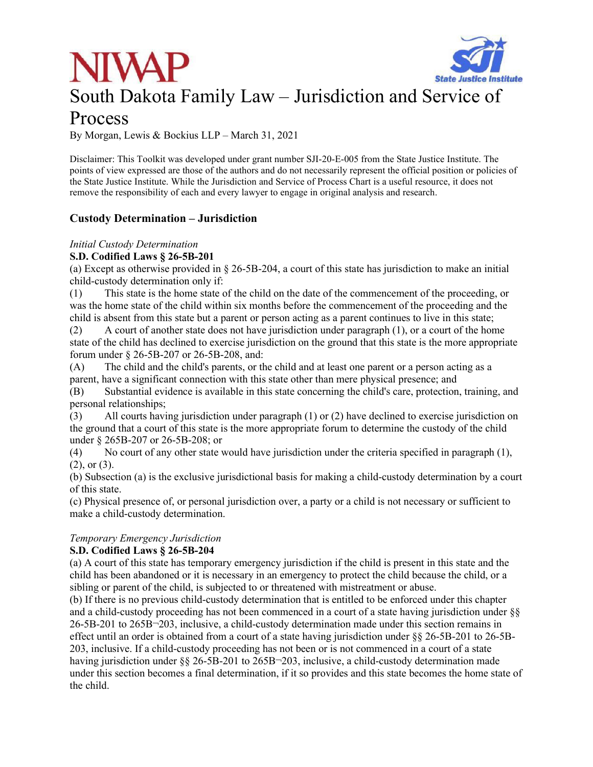NIWAP

State Justice Institute

# South Dakota Family Law – Jurisdiction and Service of Process

By Morgan, Lewis & Bockius LLP – March 31, 2021

Disclaimer: This Toolkit was developed under grant number SJI-20-E-005 from the State Justice Institute. The points of view expressed are those of the authors and do not necessarily represent the official position or policies of the State Justice Institute. While the Jurisdiction and Service of Process Chart is a useful resource, it does not remove the responsibility of each and every lawyer to engage in original analysis and research.

## Custody Determination – Jurisdiction

*Initial Custody Determination*

**S.D. Codified Laws § 26-5B-201**

(a) Except as otherwise provided in § 26-5B-204, a court of this state has jurisdiction to make an initial child-custody determination only if:

(1) This state is the home state of the child on the date of the commencement of the proceeding, or was the home state of the child within six months before the commencement of the proceeding and the child is absent from this state but a parent or person acting as a parent continues to live in this state;

(2) A court of another state does not have jurisdiction under paragraph (1), or a court of the home state of the child has declined to exercise jurisdiction on the ground that this state is the more appropriate forum under § 26-5B-207 or 26-5B-208, and:

(A) The child and the child's parents, or the child and at least one parent or a person acting as a parent, have a significant connection with this state other than mere physical presence; and

(B) Substantial evidence is available in this state concerning the child's care, protection, training, and personal relationships;

(3) All courts having jurisdiction under paragraph (1) or (2) have declined to exercise jurisdiction on the ground that a court of this state is the more appropriate forum to determine the custody of the child under § 265B-207 or 26-5B-208; or

(4) No court of any other state would have jurisdiction under the criteria specified in paragraph (1), (2), or (3).

(b) Subsection (a) is the exclusive jurisdictional basis for making a child-custody determination by a court of this state.

(c) Physical presence of, or personal jurisdiction over, a party or a child is not necessary or sufficient to make a child-custody determination.

*Temporary Emergency Jurisdiction*

**S.D. Codified Laws § 26-5B-204**

(a) A court of this state has temporary emergency jurisdiction if the child is present in this state and the child has been abandoned or it is necessary in an emergency to protect the child because the child, or a sibling or parent of the child, is subjected to or threatened with mistreatment or abuse.

(b) If there is no previous child-custody determination that is entitled to be enforced under this chapter and a child-custody proceeding has not been commenced in a court of a state having jurisdiction under §§ 26-5B-201 to 265B¬203, inclusive, a child-custody determination made under this section remains in effect until an order is obtained from a court of a state having jurisdiction under §§ 26-5B-201 to 26-5B-203, inclusive. If a child-custody proceeding has not been or is not commenced in a court of a state having jurisdiction under §§ 26-5B-201 to 265B¬203, inclusive, a child-custody determination made under this section becomes a final determination, if it so provides and this state becomes the home state of the child.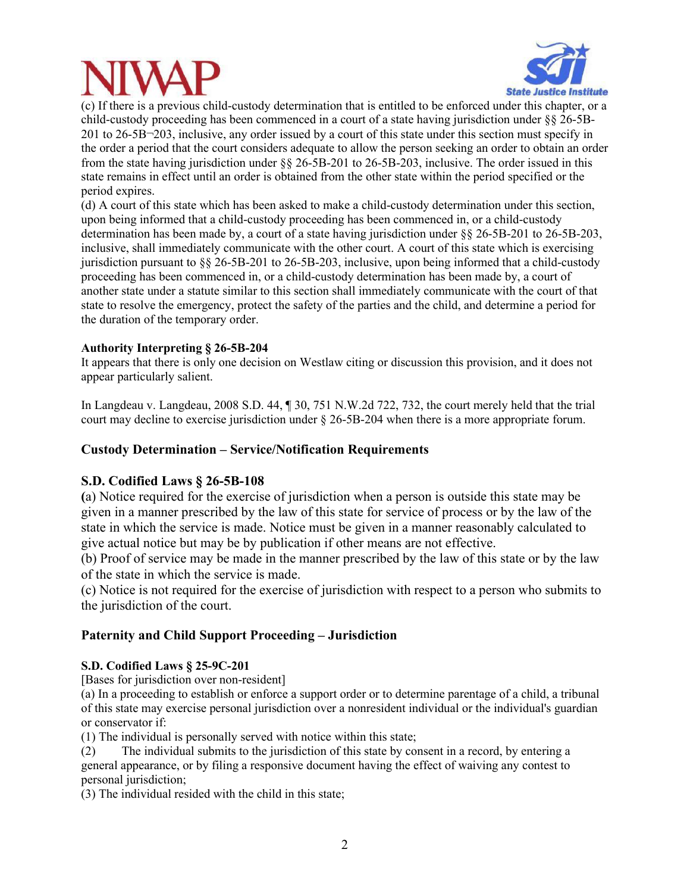(c) If there is a previous child-custody determination that is entitled to be enforced under this chapter, or a child-custody proceeding has been commenced in a court of a state having jurisdiction under §§ 26-5B-201 to 26-5B-203, inclusive, any order issued by a court of this state under this section must specify in the order a period that the court considers adequate to allow the person seeking an order to obtain an order from the state having jurisdiction under §§ 26-5B-201 to 26-5B-203, inclusive. The order issued in this state remains in effect until an order is obtained from the other state within the period specified or the period expires.

(d) A court of this state which has been asked to make a child-custody determination under this section, upon being informed that a child-custody proceeding has been commenced in, or a child-custody determination has been made by, a court of a state having jurisdiction under §§ 26-5B-201 to 26-5B-203, inclusive, shall immediately communicate with the other court. A court of this state which is exercising jurisdiction pursuant to §§ 26-5B-201 to 26-5B-203, inclusive, upon being informed that a child-custody proceeding has been commenced in, or a child-custody determination has been made by, a court of another state under a statute similar to this section shall immediately communicate with the court of that state to resolve the emergency, protect the safety of the parties and the child, and determine a period for the duration of the temporary order.

**Authority Interpreting § 26-5B-204**

It appears that there is only one decision on Westlaw citing or discussion this provision, and it does not appear particularly salient.

In Langdeau v. Langdeau, 2008 S.D. 44, ¶ 30, 751 N.W.2d 722, 732, the court merely held that the trial court may decline to exercise jurisdiction under § 26-5B-204 when there is a more appropriate forum.

## Custody Determination – Service/Notification Requirements

### S.D. Codified Laws § 26-5B-108

**(**a) Notice required for the exercise of jurisdiction when a person is outside this state may be given in a manner prescribed by the law of this state for service of process or by the law of the state in which the service is made. Notice must be given in a manner reasonably calculated to give actual notice but may be by publication if other means are not effective.

(b) Proof of service may be made in the manner prescribed by the law of this state or by the law of the state in which the service is made.

(c) Notice is not required for the exercise of jurisdiction with respect to a person who submits to the jurisdiction of the court.

## Paternity and Child Support Proceeding – Jurisdiction

### S.D. Codified Laws § 25-9C-201

[Bases for jurisdiction over non-resident]

(a) In a proceeding to establish or enforce a support order or to determine parentage of a child, a tribunal of this state may exercise personal jurisdiction over a nonresident individual or the individual's guardian or conservator if:

(1) The individual is personally served with notice within this state;

(2) The individual submits to the jurisdiction of this state by consent in a record, by entering a general appearance, or by filing a responsive document having the effect of waiving any contest to personal jurisdiction;

(3) The individual resided with the child in this state;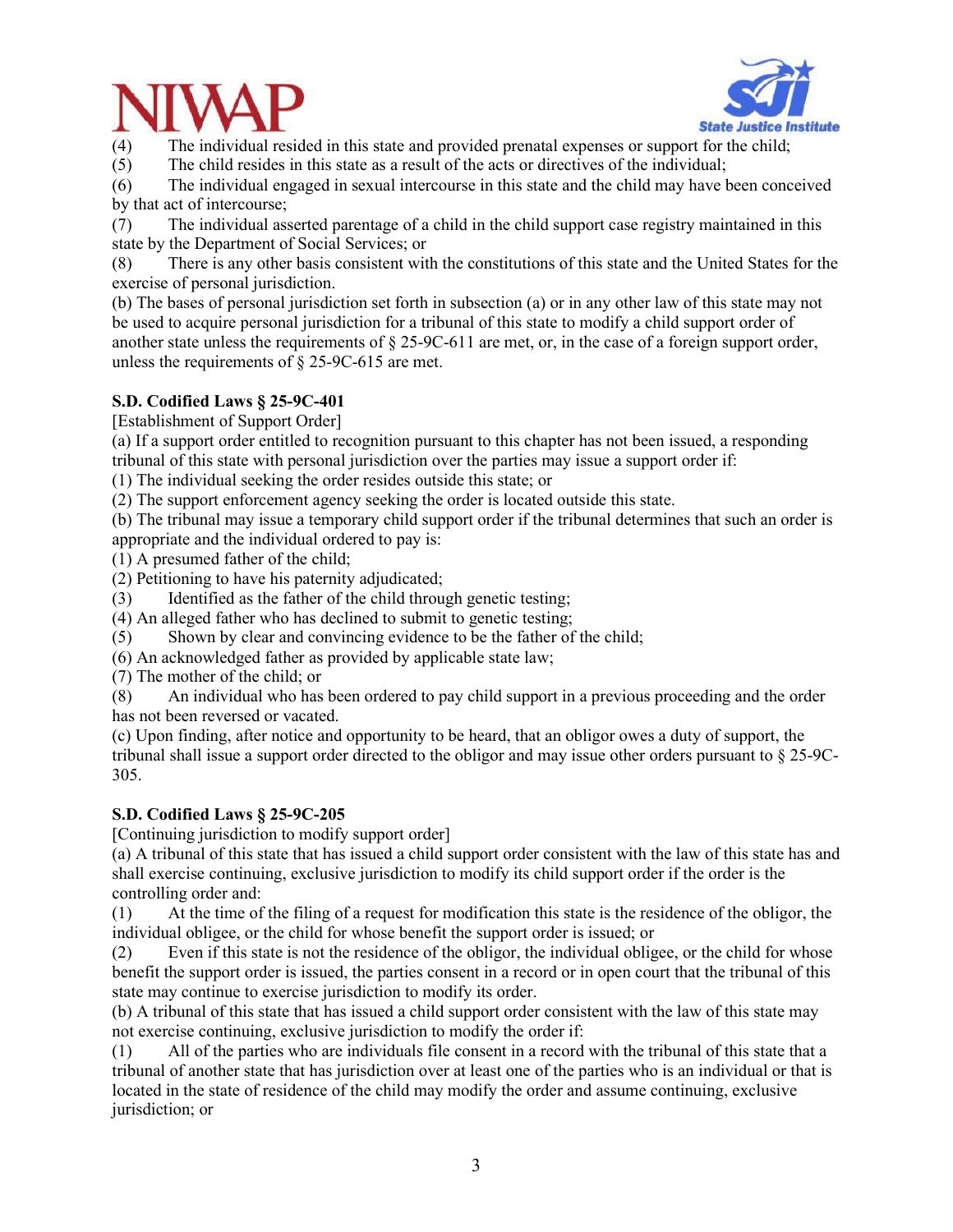(4) The individual resided in this state and provided prenatal expenses or support for the child;
(5) The child resides in this state as a result of the acts or directives of the individual;
(6) The individual engaged in sexual intercourse in this state and the child may have been conceived by that act of intercourse;
(7) The individual asserted parentage of a child in the child support case registry maintained in this state by the Department of Social Services; or
(8) There is any other basis consistent with the constitutions of this state and the United States for the exercise of personal jurisdiction.
(b) The bases of personal jurisdiction set forth in subsection (a) or in any other law of this state may not be used to acquire personal jurisdiction for a tribunal of this state to modify a child support order of another state unless the requirements of § 25-9C-611 are met, or, in the case of a foreign support order, unless the requirements of § 25-9C-615 are met.

**S.D. Codified Laws § 25-9C-401**
[Establishment of Support Order]
(a) If a support order entitled to recognition pursuant to this chapter has not been issued, a responding tribunal of this state with personal jurisdiction over the parties may issue a support order if:
(1) The individual seeking the order resides outside this state; or
(2) The support enforcement agency seeking the order is located outside this state.
(b) The tribunal may issue a temporary child support order if the tribunal determines that such an order is appropriate and the individual ordered to pay is:
(1) A presumed father of the child;
(2) Petitioning to have his paternity adjudicated;
(3) Identified as the father of the child through genetic testing;
(4) An alleged father who has declined to submit to genetic testing;
(5) Shown by clear and convincing evidence to be the father of the child;
(6) An acknowledged father as provided by applicable state law;
(7) The mother of the child; or
(8) An individual who has been ordered to pay child support in a previous proceeding and the order has not been reversed or vacated.
(c) Upon finding, after notice and opportunity to be heard, that an obligor owes a duty of support, the tribunal shall issue a support order directed to the obligor and may issue other orders pursuant to § 25-9C-305.

**S.D. Codified Laws § 25-9C-205**
[Continuing jurisdiction to modify support order]
(a) A tribunal of this state that has issued a child support order consistent with the law of this state has and shall exercise continuing, exclusive jurisdiction to modify its child support order if the order is the controlling order and:
(1) At the time of the filing of a request for modification this state is the residence of the obligor, the individual obligee, or the child for whose benefit the support order is issued; or
(2) Even if this state is not the residence of the obligor, the individual obligee, or the child for whose benefit the support order is issued, the parties consent in a record or in open court that the tribunal of this state may continue to exercise jurisdiction to modify its order.
(b) A tribunal of this state that has issued a child support order consistent with the law of this state may not exercise continuing, exclusive jurisdiction to modify the order if:
(1) All of the parties who are individuals file consent in a record with the tribunal of this state that a tribunal of another state that has jurisdiction over at least one of the parties who is an individual or that is located in the state of residence of the child may modify the order and assume continuing, exclusive jurisdiction; or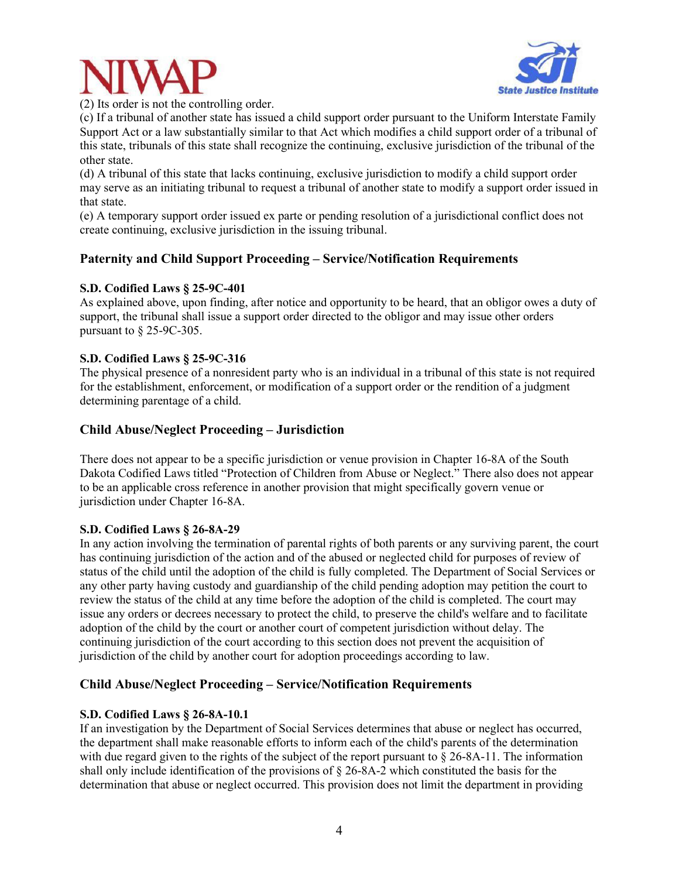(2) Its order is not the controlling order.
(c) If a tribunal of another state has issued a child support order pursuant to the Uniform Interstate Family Support Act or a law substantially similar to that Act which modifies a child support order of a tribunal of this state, tribunals of this state shall recognize the continuing, exclusive jurisdiction of the tribunal of the other state.
(d) A tribunal of this state that lacks continuing, exclusive jurisdiction to modify a child support order may serve as an initiating tribunal to request a tribunal of another state to modify a support order issued in that state.
(e) A temporary support order issued ex parte or pending resolution of a jurisdictional conflict does not create continuing, exclusive jurisdiction in the issuing tribunal.

## Paternity and Child Support Proceeding – Service/Notification Requirements

**S.D. Codified Laws § 25-9C-401**
As explained above, upon finding, after notice and opportunity to be heard, that an obligor owes a duty of support, the tribunal shall issue a support order directed to the obligor and may issue other orders pursuant to § 25-9C-305.

**S.D. Codified Laws § 25-9C-316**
The physical presence of a nonresident party who is an individual in a tribunal of this state is not required for the establishment, enforcement, or modification of a support order or the rendition of a judgment determining parentage of a child.

## Child Abuse/Neglect Proceeding – Jurisdiction

There does not appear to be a specific jurisdiction or venue provision in Chapter 16-8A of the South Dakota Codified Laws titled "Protection of Children from Abuse or Neglect." There also does not appear to be an applicable cross reference in another provision that might specifically govern venue or jurisdiction under Chapter 16-8A.

**S.D. Codified Laws § 26-8A-29**
In any action involving the termination of parental rights of both parents or any surviving parent, the court has continuing jurisdiction of the action and of the abused or neglected child for purposes of review of status of the child until the adoption of the child is fully completed. The Department of Social Services or any other party having custody and guardianship of the child pending adoption may petition the court to review the status of the child at any time before the adoption of the child is completed. The court may issue any orders or decrees necessary to protect the child, to preserve the child's welfare and to facilitate adoption of the child by the court or another court of competent jurisdiction without delay. The continuing jurisdiction of the court according to this section does not prevent the acquisition of jurisdiction of the child by another court for adoption proceedings according to law.

## Child Abuse/Neglect Proceeding – Service/Notification Requirements

**S.D. Codified Laws § 26-8A-10.1**
If an investigation by the Department of Social Services determines that abuse or neglect has occurred, the department shall make reasonable efforts to inform each of the child's parents of the determination with due regard given to the rights of the subject of the report pursuant to § 26-8A-11. The information shall only include identification of the provisions of § 26-8A-2 which constituted the basis for the determination that abuse or neglect occurred. This provision does not limit the department in providing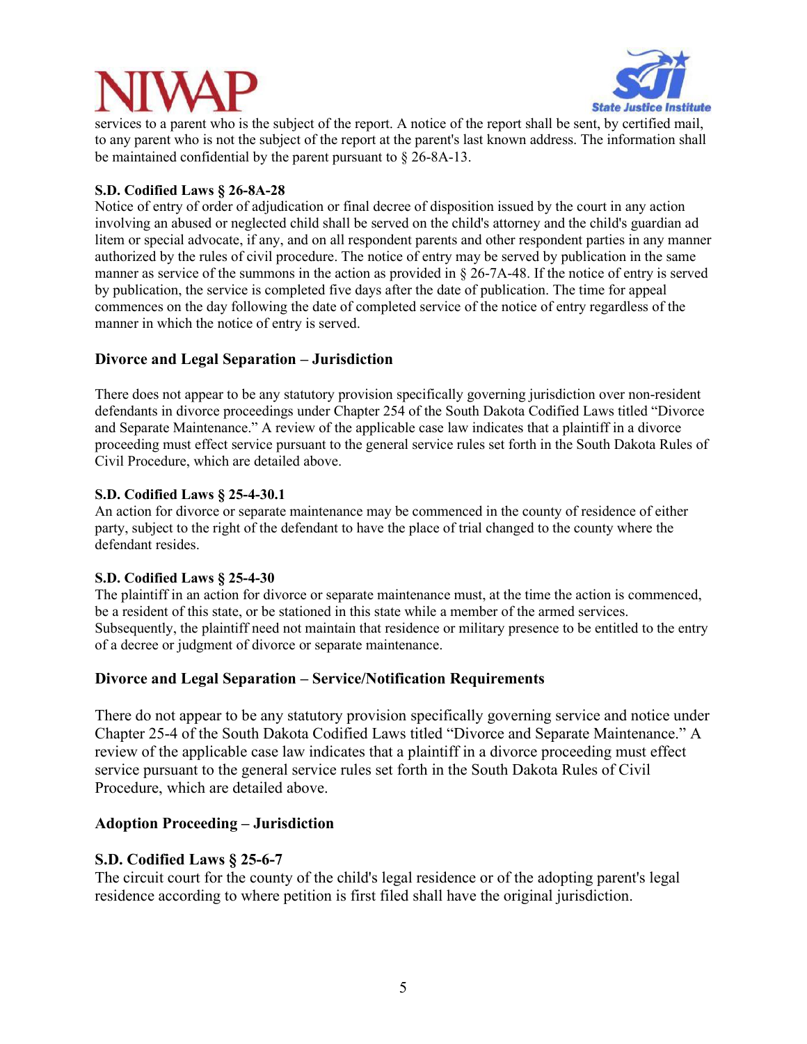services to a parent who is the subject of the report. A notice of the report shall be sent, by certified mail, to any parent who is not the subject of the report at the parent's last known address. The information shall be maintained confidential by the parent pursuant to § 26-8A-13.

**S.D. Codified Laws § 26-8A-28**
Notice of entry of order of adjudication or final decree of disposition issued by the court in any action involving an abused or neglected child shall be served on the child's attorney and the child's guardian ad litem or special advocate, if any, and on all respondent parents and other respondent parties in any manner authorized by the rules of civil procedure. The notice of entry may be served by publication in the same manner as service of the summons in the action as provided in § 26-7A-48. If the notice of entry is served by publication, the service is completed five days after the date of publication. The time for appeal commences on the day following the date of completed service of the notice of entry regardless of the manner in which the notice of entry is served.

### Divorce and Legal Separation – Jurisdiction

There does not appear to be any statutory provision specifically governing jurisdiction over non-resident defendants in divorce proceedings under Chapter 254 of the South Dakota Codified Laws titled "Divorce and Separate Maintenance." A review of the applicable case law indicates that a plaintiff in a divorce proceeding must effect service pursuant to the general service rules set forth in the South Dakota Rules of Civil Procedure, which are detailed above.

**S.D. Codified Laws § 25-4-30.1**
An action for divorce or separate maintenance may be commenced in the county of residence of either party, subject to the right of the defendant to have the place of trial changed to the county where the defendant resides.

**S.D. Codified Laws § 25-4-30**
The plaintiff in an action for divorce or separate maintenance must, at the time the action is commenced, be a resident of this state, or be stationed in this state while a member of the armed services. Subsequently, the plaintiff need not maintain that residence or military presence to be entitled to the entry of a decree or judgment of divorce or separate maintenance.

### Divorce and Legal Separation – Service/Notification Requirements

There do not appear to be any statutory provision specifically governing service and notice under Chapter 25-4 of the South Dakota Codified Laws titled "Divorce and Separate Maintenance." A review of the applicable case law indicates that a plaintiff in a divorce proceeding must effect service pursuant to the general service rules set forth in the South Dakota Rules of Civil Procedure, which are detailed above.

### Adoption Proceeding – Jurisdiction

**S.D. Codified Laws § 25-6-7**
The circuit court for the county of the child's legal residence or of the adopting parent's legal residence according to where petition is first filed shall have the original jurisdiction.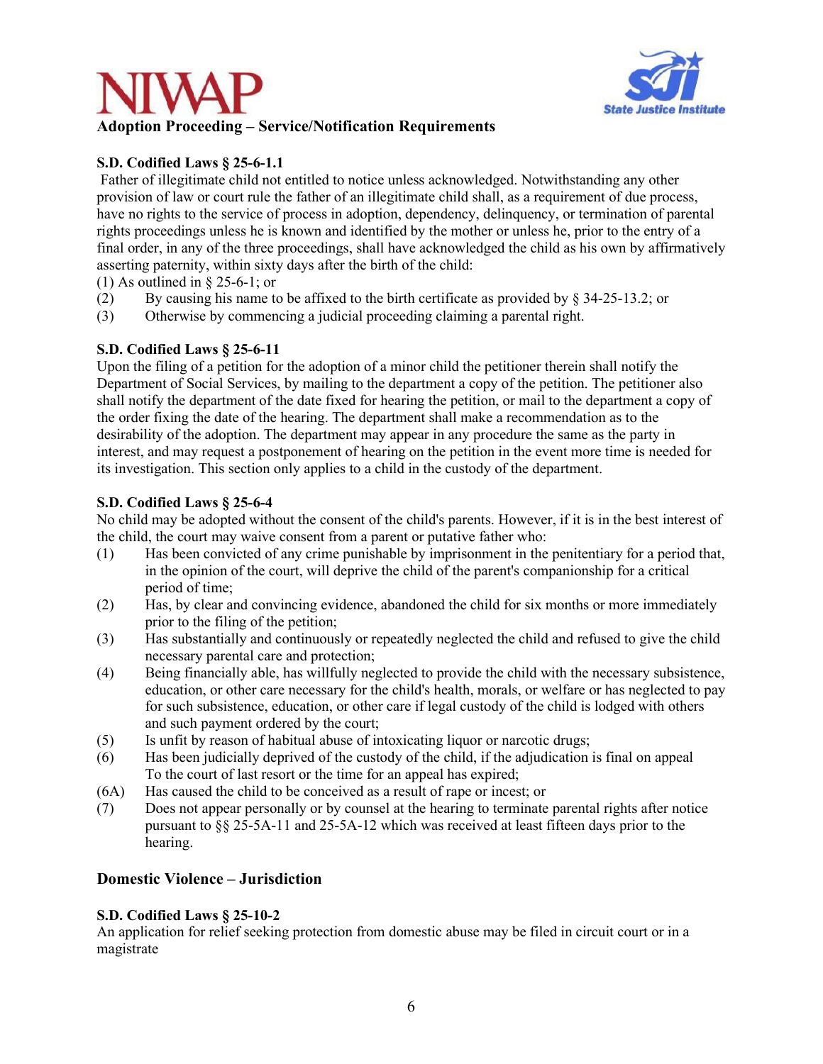### Adoption Proceeding – Service/Notification Requirements

**S.D. Codified Laws § 25-6-1.1**

Father of illegitimate child not entitled to notice unless acknowledged. Notwithstanding any other provision of law or court rule the father of an illegitimate child shall, as a requirement of due process, have no rights to the service of process in adoption, dependency, delinquency, or termination of parental rights proceedings unless he is known and identified by the mother or unless he, prior to the entry of a final order, in any of the three proceedings, shall have acknowledged the child as his own by affirmatively asserting paternity, within sixty days after the birth of the child:

(1) As outlined in § 25-6-1; or
(2) By causing his name to be affixed to the birth certificate as provided by § 34-25-13.2; or
(3) Otherwise by commencing a judicial proceeding claiming a parental right.

**S.D. Codified Laws § 25-6-11**

Upon the filing of a petition for the adoption of a minor child the petitioner therein shall notify the Department of Social Services, by mailing to the department a copy of the petition. The petitioner also shall notify the department of the date fixed for hearing the petition, or mail to the department a copy of the order fixing the date of the hearing. The department shall make a recommendation as to the desirability of the adoption. The department may appear in any procedure the same as the party in interest, and may request a postponement of hearing on the petition in the event more time is needed for its investigation. This section only applies to a child in the custody of the department.

**S.D. Codified Laws § 25-6-4**

No child may be adopted without the consent of the child's parents. However, if it is in the best interest of the child, the court may waive consent from a parent or putative father who:

(1) Has been convicted of any crime punishable by imprisonment in the penitentiary for a period that, in the opinion of the court, will deprive the child of the parent's companionship for a critical period of time;
(2) Has, by clear and convincing evidence, abandoned the child for six months or more immediately prior to the filing of the petition;
(3) Has substantially and continuously or repeatedly neglected the child and refused to give the child necessary parental care and protection;
(4) Being financially able, has willfully neglected to provide the child with the necessary subsistence, education, or other care necessary for the child's health, morals, or welfare or has neglected to pay for such subsistence, education, or other care if legal custody of the child is lodged with others and such payment ordered by the court;
(5) Is unfit by reason of habitual abuse of intoxicating liquor or narcotic drugs;
(6) Has been judicially deprived of the custody of the child, if the adjudication is final on appeal To the court of last resort or the time for an appeal has expired;
(6A) Has caused the child to be conceived as a result of rape or incest; or
(7) Does not appear personally or by counsel at the hearing to terminate parental rights after notice pursuant to §§ 25-5A-11 and 25-5A-12 which was received at least fifteen days prior to the hearing.

### Domestic Violence – Jurisdiction

**S.D. Codified Laws § 25-10-2**

An application for relief seeking protection from domestic abuse may be filed in circuit court or in a magistrate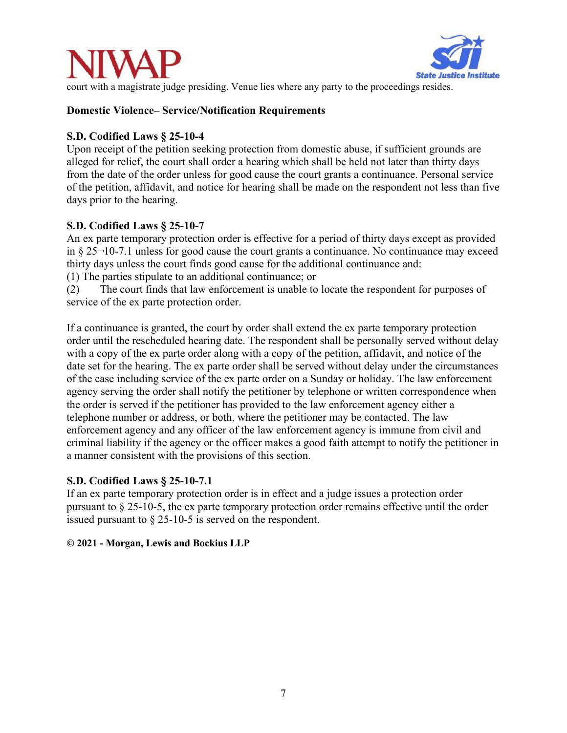court with a magistrate judge presiding. Venue lies where any party to the proceedings resides.

**Domestic Violence– Service/Notification Requirements**

**S.D. Codified Laws § 25-10-4**
Upon receipt of the petition seeking protection from domestic abuse, if sufficient grounds are alleged for relief, the court shall order a hearing which shall be held not later than thirty days from the date of the order unless for good cause the court grants a continuance. Personal service of the petition, affidavit, and notice for hearing shall be made on the respondent not less than five days prior to the hearing.

**S.D. Codified Laws § 25-10-7**
An ex parte temporary protection order is effective for a period of thirty days except as provided in § 25¬10-7.1 unless for good cause the court grants a continuance. No continuance may exceed thirty days unless the court finds good cause for the additional continuance and:
(1) The parties stipulate to an additional continuance; or
(2) The court finds that law enforcement is unable to locate the respondent for purposes of service of the ex parte protection order.

If a continuance is granted, the court by order shall extend the ex parte temporary protection order until the rescheduled hearing date. The respondent shall be personally served without delay with a copy of the ex parte order along with a copy of the petition, affidavit, and notice of the date set for the hearing. The ex parte order shall be served without delay under the circumstances of the case including service of the ex parte order on a Sunday or holiday. The law enforcement agency serving the order shall notify the petitioner by telephone or written correspondence when the order is served if the petitioner has provided to the law enforcement agency either a telephone number or address, or both, where the petitioner may be contacted. The law enforcement agency and any officer of the law enforcement agency is immune from civil and criminal liability if the agency or the officer makes a good faith attempt to notify the petitioner in a manner consistent with the provisions of this section.

**S.D. Codified Laws § 25-10-7.1**
If an ex parte temporary protection order is in effect and a judge issues a protection order pursuant to § 25-10-5, the ex parte temporary protection order remains effective until the order issued pursuant to § 25-10-5 is served on the respondent.

**© 2021 - Morgan, Lewis and Bockius LLP**